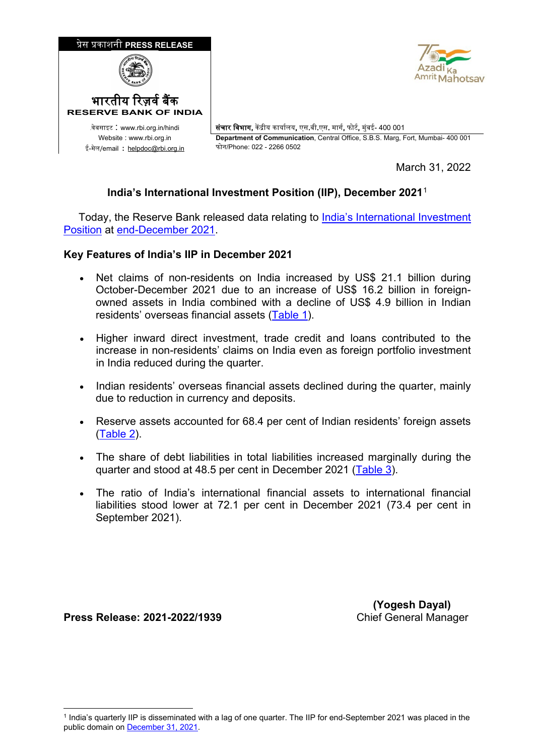प्रेस प्रकाशनी **PRESS RELEASE**

भारतीय रिज़र्व बैंक
**RESERVE BANK OF INDIA**

वेबसाइट : www.rbi.org.in/hindi
Website : www.rbi.org.in
ई-मेल/email : helpdoc@rbi.org.in

**संचार विभाग**, केंद्रीय कार्यालय, एस.बी.एस. मार्ग, फोर्ट, मुंबई- 400 001
**Department of Communication**, Central Office, S.B.S. Marg, Fort, Mumbai- 400 001
फोन/Phone: 022 - 2266 0502

March 31, 2022

## India's International Investment Position (IIP), December 2021[1]

Today, the Reserve Bank released data relating to India's International Investment Position at end-December 2021.

### Key Features of India's IIP in December 2021

- Net claims of non-residents on India increased by US$ 21.1 billion during October-December 2021 due to an increase of US$ 16.2 billion in foreign-owned assets in India combined with a decline of US$ 4.9 billion in Indian residents' overseas financial assets (Table 1).
- Higher inward direct investment, trade credit and loans contributed to the increase in non-residents' claims on India even as foreign portfolio investment in India reduced during the quarter.
- Indian residents' overseas financial assets declined during the quarter, mainly due to reduction in currency and deposits.
- Reserve assets accounted for 68.4 per cent of Indian residents' foreign assets (Table 2).
- The share of debt liabilities in total liabilities increased marginally during the quarter and stood at 48.5 per cent in December 2021 (Table 3).
- The ratio of India's international financial assets to international financial liabilities stood lower at 72.1 per cent in December 2021 (73.4 per cent in September 2021).

**Press Release: 2021-2022/1939**

**(Yogesh Dayal)**
Chief General Manager

---

[1] India's quarterly IIP is disseminated with a lag of one quarter. The IIP for end-September 2021 was placed in the public domain on December 31, 2021.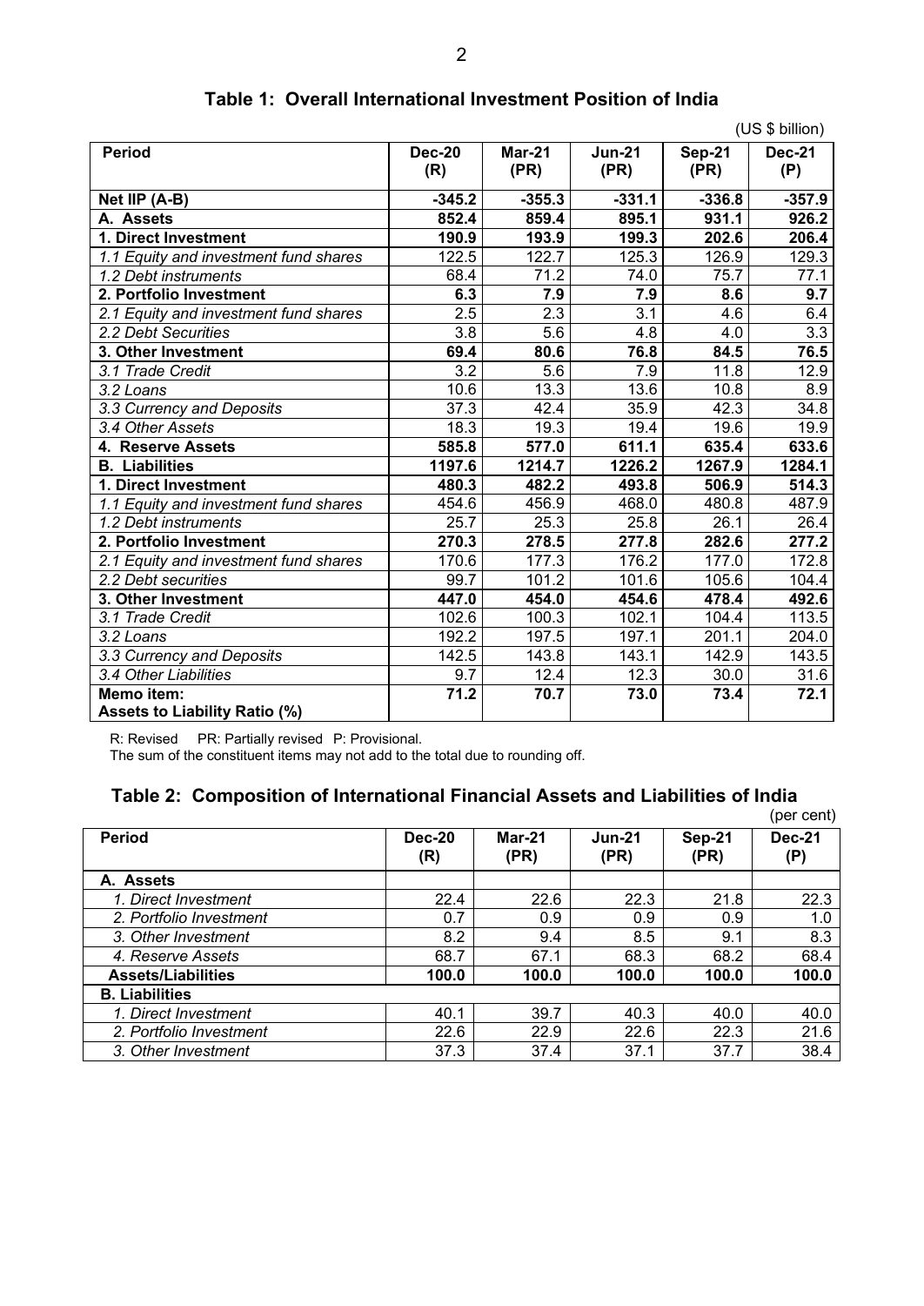## Table 1: Overall International Investment Position of India

(US $ billion)

| Period | Dec-20 (R) | Mar-21 (PR) | Jun-21 (PR) | Sep-21 (PR) | Dec-21 (P) |
|---|---|---|---|---|---|
| **Net IIP (A-B)** | **-345.2** | **-355.3** | **-331.1** | **-336.8** | **-357.9** |
| **A. Assets** | **852.4** | **859.4** | **895.1** | **931.1** | **926.2** |
| **1. Direct Investment** | **190.9** | **193.9** | **199.3** | **202.6** | **206.4** |
| *1.1 Equity and investment fund shares* | 122.5 | 122.7 | 125.3 | 126.9 | 129.3 |
| *1.2 Debt instruments* | 68.4 | 71.2 | 74.0 | 75.7 | 77.1 |
| **2. Portfolio Investment** | **6.3** | **7.9** | **7.9** | **8.6** | **9.7** |
| *2.1 Equity and investment fund shares* | 2.5 | 2.3 | 3.1 | 4.6 | 6.4 |
| *2.2 Debt Securities* | 3.8 | 5.6 | 4.8 | 4.0 | 3.3 |
| **3. Other Investment** | **69.4** | **80.6** | **76.8** | **84.5** | **76.5** |
| *3.1 Trade Credit* | 3.2 | 5.6 | 7.9 | 11.8 | 12.9 |
| *3.2 Loans* | 10.6 | 13.3 | 13.6 | 10.8 | 8.9 |
| *3.3 Currency and Deposits* | 37.3 | 42.4 | 35.9 | 42.3 | 34.8 |
| *3.4 Other Assets* | 18.3 | 19.3 | 19.4 | 19.6 | 19.9 |
| **4. Reserve Assets** | **585.8** | **577.0** | **611.1** | **635.4** | **633.6** |
| **B. Liabilities** | **1197.6** | **1214.7** | **1226.2** | **1267.9** | **1284.1** |
| **1. Direct Investment** | **480.3** | **482.2** | **493.8** | **506.9** | **514.3** |
| *1.1 Equity and investment fund shares* | 454.6 | 456.9 | 468.0 | 480.8 | 487.9 |
| *1.2 Debt instruments* | 25.7 | 25.3 | 25.8 | 26.1 | 26.4 |
| **2. Portfolio Investment** | **270.3** | **278.5** | **277.8** | **282.6** | **277.2** |
| *2.1 Equity and investment fund shares* | 170.6 | 177.3 | 176.2 | 177.0 | 172.8 |
| *2.2 Debt securities* | 99.7 | 101.2 | 101.6 | 105.6 | 104.4 |
| **3. Other Investment** | **447.0** | **454.0** | **454.6** | **478.4** | **492.6** |
| *3.1 Trade Credit* | 102.6 | 100.3 | 102.1 | 104.4 | 113.5 |
| *3.2 Loans* | 192.2 | 197.5 | 197.1 | 201.1 | 204.0 |
| *3.3 Currency and Deposits* | 142.5 | 143.8 | 143.1 | 142.9 | 143.5 |
| *3.4 Other Liabilities* | 9.7 | 12.4 | 12.3 | 30.0 | 31.6 |
| **Memo item: Assets to Liability Ratio (%)** | **71.2** | **70.7** | **73.0** | **73.4** | **72.1** |

R: Revised PR: Partially revised P: Provisional.

The sum of the constituent items may not add to the total due to rounding off.

## Table 2: Composition of International Financial Assets and Liabilities of India

(per cent)

| Period | Dec-20 (R) | Mar-21 (PR) | Jun-21 (PR) | Sep-21 (PR) | Dec-21 (P) |
|---|---|---|---|---|---|
| **A. Assets** | | | | | |
| *1. Direct Investment* | 22.4 | 22.6 | 22.3 | 21.8 | 22.3 |
| *2. Portfolio Investment* | 0.7 | 0.9 | 0.9 | 0.9 | 1.0 |
| *3. Other Investment* | 8.2 | 9.4 | 8.5 | 9.1 | 8.3 |
| *4. Reserve Assets* | 68.7 | 67.1 | 68.3 | 68.2 | 68.4 |
| **Assets/Liabilities** | **100.0** | **100.0** | **100.0** | **100.0** | **100.0** |
| **B. Liabilities** | | | | | |
| *1. Direct Investment* | 40.1 | 39.7 | 40.3 | 40.0 | 40.0 |
| *2. Portfolio Investment* | 22.6 | 22.9 | 22.6 | 22.3 | 21.6 |
| *3. Other Investment* | 37.3 | 37.4 | 37.1 | 37.7 | 38.4 |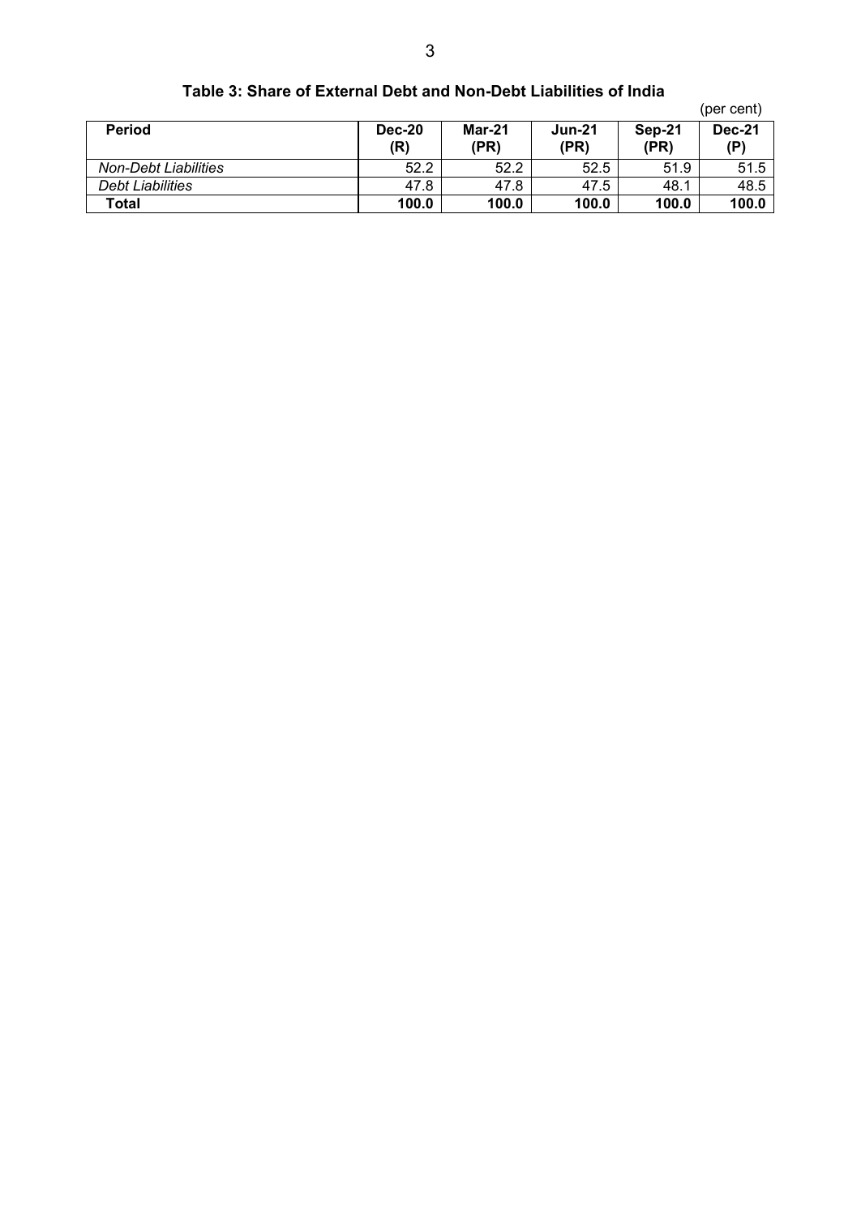**Table 3: Share of External Debt and Non-Debt Liabilities of India**

(per cent)

| Period | Dec-20 (R) | Mar-21 (PR) | Jun-21 (PR) | Sep-21 (PR) | Dec-21 (P) |
|---|---|---|---|---|---|
| *Non-Debt Liabilities* | 52.2 | 52.2 | 52.5 | 51.9 | 51.5 |
| *Debt Liabilities* | 47.8 | 47.8 | 47.5 | 48.1 | 48.5 |
| **Total** | **100.0** | **100.0** | **100.0** | **100.0** | **100.0** |